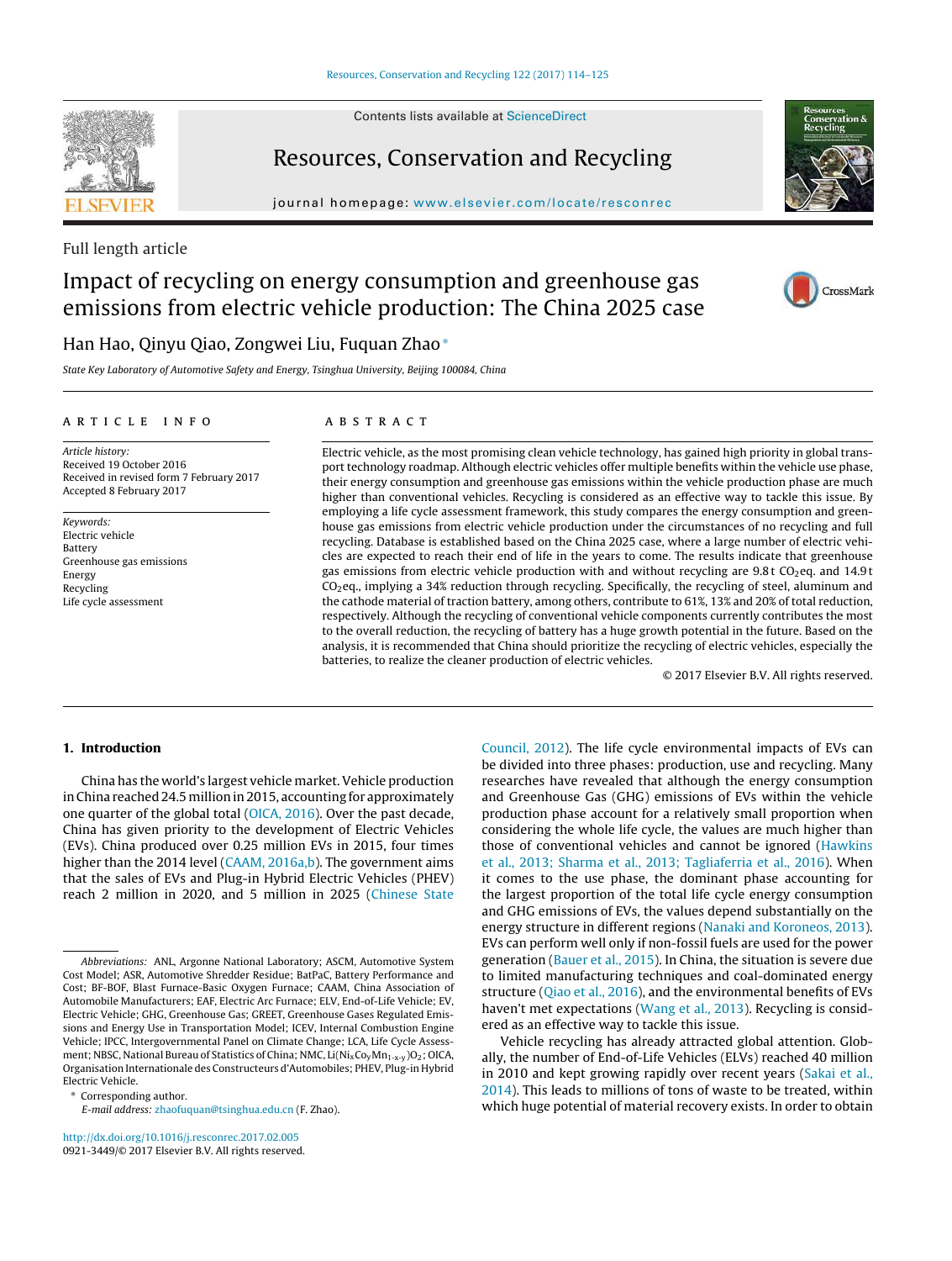Contents lists available at ScienceDirect

# Resources, Conservation and Recycling

journal homepage: www.elsevier.com/locate/resconrec

Full length article

# Impact of recycling on energy consumption and greenhouse gas emissions from electric vehicle production: The China 2025 case

Han Hao, Qinyu Qiao, Zongwei Liu, Fuquan Zhao*

*State Key Laboratory of Automotive Safety and Energy, Tsinghua University, Beijing 100084, China*

## ARTICLE INFO

*Article history:*
Received 19 October 2016
Received in revised form 7 February 2017
Accepted 8 February 2017

*Keywords:*
Electric vehicle
Battery
Greenhouse gas emissions
Energy
Recycling
Life cycle assessment

## ABSTRACT

Electric vehicle, as the most promising clean vehicle technology, has gained high priority in global transport technology roadmap. Although electric vehicles offer multiple benefits within the vehicle use phase, their energy consumption and greenhouse gas emissions within the vehicle production phase are much higher than conventional vehicles. Recycling is considered as an effective way to tackle this issue. By employing a life cycle assessment framework, this study compares the energy consumption and greenhouse gas emissions from electric vehicle production under the circumstances of no recycling and full recycling. Database is established based on the China 2025 case, where a large number of electric vehicles are expected to reach their end of life in the years to come. The results indicate that greenhouse gas emissions from electric vehicle production with and without recycling are 9.8 t $CO_2$eq. and 14.9 t $CO_2$eq., implying a 34% reduction through recycling. Specifically, the recycling of steel, aluminum and the cathode material of traction battery, among others, contribute to 61%, 13% and 20% of total reduction, respectively. Although the recycling of conventional vehicle components currently contributes the most to the overall reduction, the recycling of battery has a huge growth potential in the future. Based on the analysis, it is recommended that China should prioritize the recycling of electric vehicles, especially the batteries, to realize the cleaner production of electric vehicles.

© 2017 Elsevier B.V. All rights reserved.

## 1. Introduction

China has the world's largest vehicle market. Vehicle production in China reached 24.5 million in 2015, accounting for approximately one quarter of the global total (OICA, 2016). Over the past decade, China has given priority to the development of Electric Vehicles (EVs). China produced over 0.25 million EVs in 2015, four times higher than the 2014 level (CAAM, 2016a,b). The government aims that the sales of EVs and Plug-in Hybrid Electric Vehicles (PHEV) reach 2 million in 2020, and 5 million in 2025 (Chinese State Council, 2012). The life cycle environmental impacts of EVs can be divided into three phases: production, use and recycling. Many researches have revealed that although the energy consumption and Greenhouse Gas (GHG) emissions of EVs within the vehicle production phase account for a relatively small proportion when considering the whole life cycle, the values are much higher than those of conventional vehicles and cannot be ignored (Hawkins et al., 2013; Sharma et al., 2013; Tagliaferria et al., 2016). When it comes to the use phase, the dominant phase accounting for the largest proportion of the total life cycle energy consumption and GHG emissions of EVs, the values depend substantially on the energy structure in different regions (Nanaki and Koroneos, 2013). EVs can perform well only if non-fossil fuels are used for the power generation (Bauer et al., 2015). In China, the situation is severe due to limited manufacturing techniques and coal-dominated energy structure (Qiao et al., 2016), and the environmental benefits of EVs haven't met expectations (Wang et al., 2013). Recycling is considered as an effective way to tackle this issue.

Vehicle recycling has already attracted global attention. Globally, the number of End-of-Life Vehicles (ELVs) reached 40 million in 2010 and kept growing rapidly over recent years (Sakai et al., 2014). This leads to millions of tons of waste to be treated, within which huge potential of material recovery exists. In order to obtain

*Abbreviations:* ANL, Argonne National Laboratory; ASCM, Automotive System Cost Model; ASR, Automotive Shredder Residue; BatPaC, Battery Performance and Cost; BF-BOF, Blast Furnace-Basic Oxygen Furnace; CAAM, China Association of Automobile Manufacturers; EAF, Electric Arc Furnace; ELV, End-of-Life Vehicle; EV, Electric Vehicle; GHG, Greenhouse Gas; GREET, Greenhouse Gases Regulated Emissions and Energy Use in Transportation Model; ICEV, Internal Combustion Engine Vehicle; IPCC, Intergovernmental Panel on Climate Change; LCA, Life Cycle Assessment; NBSC, National Bureau of Statistics of China; NMC, $Li(Ni_xCo_yMn_{1-x-y})O_2$; OICA, Organisation Internationale des Constructeurs d'Automobiles; PHEV, Plug-in Hybrid Electric Vehicle.

\* Corresponding author.
*E-mail address:* zhaofuquan@tsinghua.edu.cn (F. Zhao).

http://dx.doi.org/10.1016/j.resconrec.2017.02.005
0921-3449/© 2017 Elsevier B.V. All rights reserved.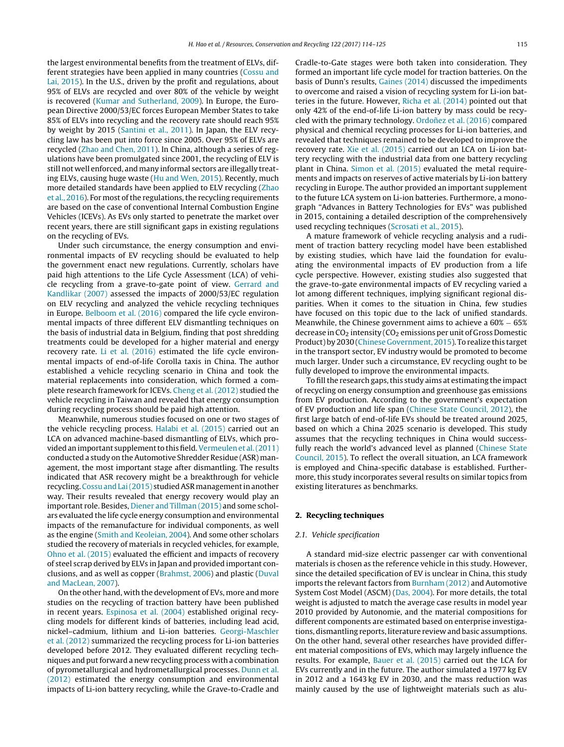the largest environmental benefits from the treatment of ELVs, different strategies have been applied in many countries (Cossu and Lai, 2015). In the U.S., driven by the profit and regulations, about 95% of ELVs are recycled and over 80% of the vehicle by weight is recovered (Kumar and Sutherland, 2009). In Europe, the European Directive 2000/53/EC forces European Member States to take 85% of ELVs into recycling and the recovery rate should reach 95% by weight by 2015 (Santini et al., 2011). In Japan, the ELV recycling law has been put into force since 2005. Over 95% of ELVs are recycled (Zhao and Chen, 2011). In China, although a series of regulations have been promulgated since 2001, the recycling of ELV is still not well enforced, and many informal sectors are illegally treating ELVs, causing huge waste (Hu and Wen, 2015). Recently, much more detailed standards have been applied to ELV recycling (Zhao et al., 2016). For most of the regulations, the recycling requirements are based on the case of conventional Internal Combustion Engine Vehicles (ICEVs). As EVs only started to penetrate the market over recent years, there are still significant gaps in existing regulations on the recycling of EVs.

Under such circumstance, the energy consumption and environmental impacts of EV recycling should be evaluated to help the government enact new regulations. Currently, scholars have paid high attentions to the Life Cycle Assessment (LCA) of vehicle recycling from a grave-to-gate point of view. Gerrard and Kandlikar (2007) assessed the impacts of 2000/53/EC regulation on ELV recycling and analyzed the vehicle recycling techniques in Europe. Belboom et al. (2016) compared the life cycle environmental impacts of three different ELV dismantling techniques on the basis of industrial data in Belgium, finding that post shredding treatments could be developed for a higher material and energy recovery rate. Li et al. (2016) estimated the life cycle environmental impacts of end-of-life Corolla taxis in China. The author established a vehicle recycling scenario in China and took the material replacements into consideration, which formed a complete research framework for ICEVs. Cheng et al. (2012) studied the vehicle recycling in Taiwan and revealed that energy consumption during recycling process should be paid high attention.

Meanwhile, numerous studies focused on one or two stages of the vehicle recycling process. Halabi et al. (2015) carried out an LCA on advanced machine-based dismantling of ELVs, which provided an important supplement to this field. Vermeulen et al. (2011) conducted a study on the Automotive Shredder Residue (ASR) management, the most important stage after dismantling. The results indicated that ASR recovery might be a breakthrough for vehicle recycling. Cossu and Lai (2015) studied ASR management in another way. Their results revealed that energy recovery would play an important role. Besides, Diener and Tillman (2015) and some scholars evaluated the life cycle energy consumption and environmental impacts of the remanufacture for individual components, as well as the engine (Smith and Keoleian, 2004). And some other scholars studied the recovery of materials in recycled vehicles, for example, Ohno et al. (2015) evaluated the efficient and impacts of recovery of steel scrap derived by ELVs in Japan and provided important conclusions, and as well as copper (Brahmst, 2006) and plastic (Duval and MacLean, 2007).

On the other hand, with the development of EVs, more and more studies on the recycling of traction battery have been published in recent years. Espinosa et al. (2004) established original recycling models for different kinds of batteries, including lead acid, nickel–cadmium, lithium and Li-ion batteries. Georgi-Maschler et al. (2012) summarized the recycling process for Li-ion batteries developed before 2012. They evaluated different recycling techniques and put forward a new recycling process with a combination of pyrometallurgical and hydrometallurgical processes. Dunn et al. (2012) estimated the energy consumption and environmental impacts of Li-ion battery recycling, while the Grave-to-Cradle and Cradle-to-Gate stages were both taken into consideration. They formed an important life cycle model for traction batteries. On the basis of Dunn's results, Gaines (2014) discussed the impediments to overcome and raised a vision of recycling system for Li-ion batteries in the future. However, Richa et al. (2014) pointed out that only 42% of the end-of-life Li-ion battery by mass could be recycled with the primary technology. Ordoñez et al. (2016) compared physical and chemical recycling processes for Li-ion batteries, and revealed that techniques remained to be developed to improve the recovery rate. Xie et al. (2015) carried out an LCA on Li-ion battery recycling with the industrial data from one battery recycling plant in China. Simon et al. (2015) evaluated the metal requirements and impacts on reserves of active materials by Li-ion battery recycling in Europe. The author provided an important supplement to the future LCA system on Li-ion batteries. Furthermore, a monograph "Advances in Battery Technologies for EVs" was published in 2015, containing a detailed description of the comprehensively used recycling techniques (Scrosati et al., 2015).

A mature framework of vehicle recycling analysis and a rudiment of traction battery recycling model have been established by existing studies, which have laid the foundation for evaluating the environmental impacts of EV production from a life cycle perspective. However, existing studies also suggested that the grave-to-gate environmental impacts of EV recycling varied a lot among different techniques, implying significant regional disparities. When it comes to the situation in China, few studies have focused on this topic due to the lack of unified standards. Meanwhile, the Chinese government aims to achieve a 60% – 65% decrease in $CO_2$ intensity ($CO_2$ emissions per unit of Gross Domestic Product) by 2030 (Chinese Government, 2015). To realize this target in the transport sector, EV industry would be promoted to become much larger. Under such a circumstance, EV recycling ought to be fully developed to improve the environmental impacts.

To fill the research gaps, this study aims at estimating the impact of recycling on energy consumption and greenhouse gas emissions from EV production. According to the government's expectation of EV production and life span (Chinese State Council, 2012), the first large batch of end-of-life EVs should be treated around 2025, based on which a China 2025 scenario is developed. This study assumes that the recycling techniques in China would successfully reach the world's advanced level as planned (Chinese State Council, 2015). To reflect the overall situation, an LCA framework is employed and China-specific database is established. Furthermore, this study incorporates several results on similar topics from existing literatures as benchmarks.

## 2. Recycling techniques

### 2.1. Vehicle specification

A standard mid-size electric passenger car with conventional materials is chosen as the reference vehicle in this study. However, since the detailed specification of EV is unclear in China, this study imports the relevant factors from Burnham (2012) and Automotive System Cost Model (ASCM) (Das, 2004). For more details, the total weight is adjusted to match the average case results in model year 2010 provided by Autonomie, and the material compositions for different components are estimated based on enterprise investigations, dismantling reports, literature review and basic assumptions. On the other hand, several other researches have provided different material compositions of EVs, which may largely influence the results. For example, Bauer et al. (2015) carried out the LCA for EVs currently and in the future. The author simulated a 1977 kg EV in 2012 and a 1643 kg EV in 2030, and the mass reduction was mainly caused by the use of lightweight materials such as alu-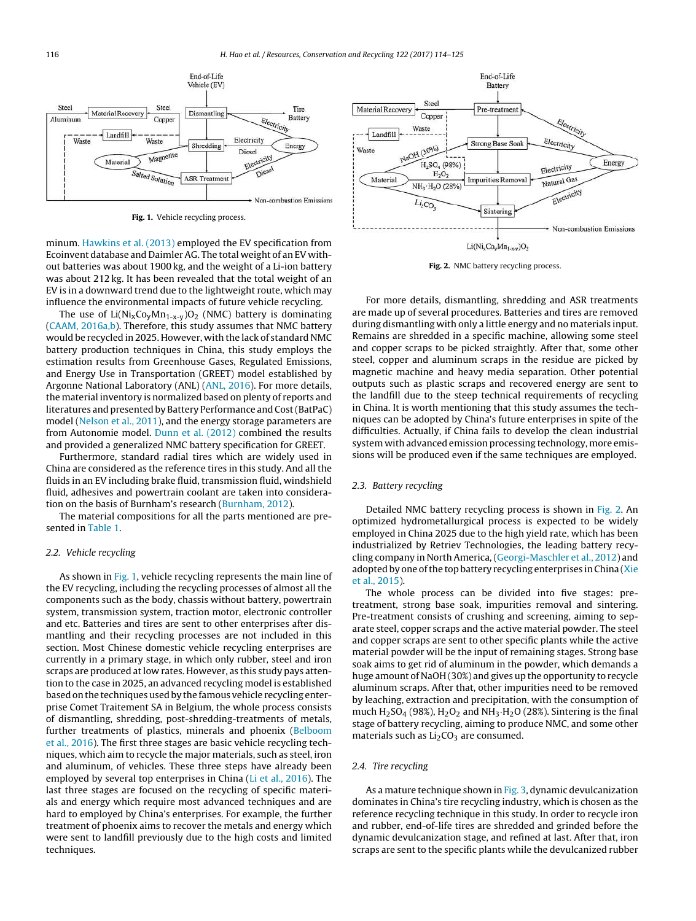**Fig. 1.** Vehicle recycling process.

minum. Hawkins et al. (2013) employed the EV specification from Ecoinvent database and Daimler AG. The total weight of an EV without batteries was about 1900 kg, and the weight of a Li-ion battery was about 212 kg. It has been revealed that the total weight of an EV is in a downward trend due to the lightweight route, which may influence the environmental impacts of future vehicle recycling.

The $Li(Ni_xCo_yMn_{1-x-y})O_2$ (NMC) battery is dominating (CAAM, 2016a,b). Therefore, this study assumes that NMC battery would be recycled in 2025. However, with the lack of standard NMC battery production techniques in China, this study employs the estimation results from Greenhouse Gases, Regulated Emissions, and Energy Use in Transportation (GREET) model established by Argonne National Laboratory (ANL) (ANL, 2016). For more details, the material inventory is normalized based on plenty of reports and literatures and presented by Battery Performance and Cost (BatPaC) model (Nelson et al., 2011), and the energy storage parameters are from Autonomie model. Dunn et al. (2012) combined the results and provided a generalized NMC battery specification for GREET.

Furthermore, standard radial tires which are widely used in China are considered as the reference tires in this study. And all the fluids in an EV including brake fluid, transmission fluid, windshield fluid, adhesives and powertrain coolant are taken into consideration on the basis of Burnham's research (Burnham, 2012).

The material compositions for all the parts mentioned are presented in Table 1.

### 2.2. Vehicle recycling

As shown in Fig. 1, vehicle recycling represents the main line of the EV recycling, including the recycling processes of almost all the components such as the body, chassis without battery, powertrain system, transmission system, traction motor, electronic controller and etc. Batteries and tires are sent to other enterprises after dismantling and their recycling processes are not included in this section. Most Chinese domestic vehicle recycling enterprises are currently in a primary stage, in which only rubber, steel and iron scraps are produced at low rates. However, as this study pays attention to the case in 2025, an advanced recycling model is established based on the techniques used by the famous vehicle recycling enterprise Comet Traitement SA in Belgium, the whole process consists of dismantling, shredding, post-shredding-treatments of metals, further treatments of plastics, minerals and phoenix (Belboom et al., 2016). The first three stages are basic vehicle recycling techniques, which aim to recycle the major materials, such as steel, iron and aluminum, of vehicles. These three steps have already been employed by several top enterprises in China (Li et al., 2016). The last three stages are focused on the recycling of specific materials and energy which require most advanced techniques and are hard to employed by China's enterprises. For example, the further treatment of phoenix aims to recover the metals and energy which were sent to landfill previously due to the high costs and limited techniques.

**Fig. 2.** NMC battery recycling process.

For more details, dismantling, shredding and ASR treatments are made up of several procedures. Batteries and tires are removed during dismantling with only a little energy and no materials input. Remains are shredded in a specific machine, allowing some steel and copper scraps to be picked straightly. After that, some other steel, copper and aluminum scraps in the residue are picked by magnetic machine and heavy media separation. Other potential outputs such as plastic scraps and recovered energy are sent to the landfill due to the steep technical requirements of recycling in China. It is worth mentioning that this study assumes the techniques can be adopted by China's future enterprises in spite of the difficulties. Actually, if China fails to develop the clean industrial system with advanced emission processing technology, more emissions will be produced even if the same techniques are employed.

### 2.3. Battery recycling

Detailed NMC battery recycling process is shown in Fig. 2. An optimized hydrometallurgical process is expected to be widely employed in China 2025 due to the high yield rate, which has been industrialized by Retriev Technologies, the leading battery recycling company in North America, (Georgi-Maschler et al., 2012) and adopted by one of the top battery recycling enterprises in China (Xie et al., 2015).

The whole process can be divided into five stages: pre-treatment, strong base soak, impurities removal and sintering. Pre-treatment consists of crushing and screening, aiming to separate steel, copper scraps and the active material powder. The steel and copper scraps are sent to other specific plants while the active material powder will be the input of remaining stages. Strong base soak aims to get rid of aluminum in the powder, which demands a huge amount of NaOH (30%) and gives up the opportunity to recycle aluminum scraps. After that, other impurities need to be removed by leaching, extraction and precipitation, with the consumption of much $H_2SO_4$ (98%), $H_2O_2$ and $NH_3{\cdot}H_2O$ (28%). Sintering is the final stage of battery recycling, aiming to produce NMC, and some other materials such as $Li_2CO_3$ are consumed.

### 2.4. Tire recycling

As a mature technique shown in Fig. 3, dynamic devulcanization dominates in China's tire recycling industry, which is chosen as the reference recycling technique in this study. In order to recycle iron and rubber, end-of-life tires are shredded and grinded before the dynamic devulcanization stage, and refined at last. After that, iron scraps are sent to the specific plants while the devulcanized rubber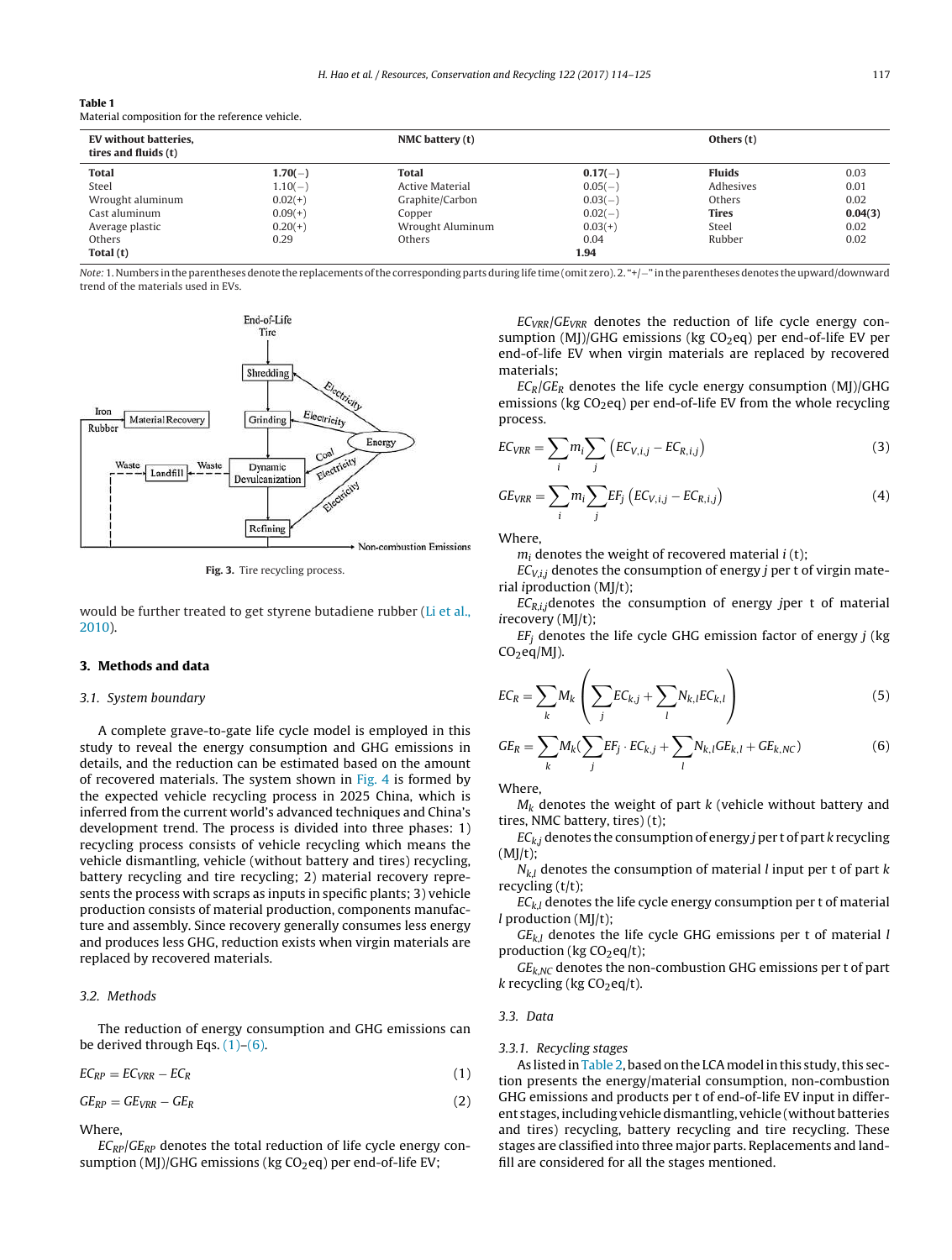**Table 1**
Material composition for the reference vehicle.

| EV without batteries, tires and fluids (t) | | NMC battery (t) | | Others (t) | |
|---|---|---|---|---|---|
| **Total** | **1.70**(−) | **Total** | **0.17**(−) | **Fluids** | 0.03 |
| Steel | 1.10(−) | Active Material | 0.05(−) | Adhesives | 0.01 |
| Wrought aluminum | 0.02(+) | Graphite/Carbon | 0.03(−) | Others | 0.02 |
| Cast aluminum | 0.09(+) | Copper | 0.02(−) | **Tires** | **0.04**(3) |
| Average plastic | 0.20(+) | Wrought Aluminum | 0.03(+) | Steel | 0.02 |
| Others | 0.29 | Others | 0.04 | Rubber | 0.02 |
| **Total (t)** | | | **1.94** | | |

Note: 1. Numbers in the parentheses denote the replacements of the corresponding parts during life time (omit zero). 2. "+/−" in the parentheses denotes the upward/downward trend of the materials used in EVs.

**Fig. 3.** Tire recycling process.

would be further treated to get styrene butadiene rubber (Li et al., 2010).

## 3. Methods and data

### 3.1. System boundary

A complete grave-to-gate life cycle model is employed in this study to reveal the energy consumption and GHG emissions in details, and the reduction can be estimated based on the amount of recovered materials. The system shown in Fig. 4 is formed by the expected vehicle recycling process in 2025 China, which is inferred from the current world's advanced techniques and China's development trend. The process is divided into three phases: 1) recycling process consists of vehicle recycling which means the vehicle dismantling, vehicle (without battery and tires) recycling, battery recycling and tire recycling; 2) material recovery represents the process with scraps as inputs in specific plants; 3) vehicle production consists of material production, components manufacture and assembly. Since recovery generally consumes less energy and produces less GHG, reduction exists when virgin materials are replaced by recovered materials.

### 3.2. Methods

The reduction of energy consumption and GHG emissions can be derived through Eqs. (1)–(6).

$$EC_{RP} = EC_{VRR} - EC_R \tag{1}$$

$$GE_{RP} = GE_{VRR} - GE_R \tag{2}$$

Where,

$EC_{RP}/GE_{RP}$ denotes the total reduction of life cycle energy consumption (MJ)/GHG emissions (kg $CO_2$eq) per end-of-life EV;

$EC_{VRR}/GE_{VRR}$ denotes the reduction of life cycle energy consumption (MJ)/GHG emissions (kg $CO_2$eq) per end-of-life EV per end-of-life EV when virgin materials are replaced by recovered materials;

$EC_R/GE_R$ denotes the life cycle energy consumption (MJ)/GHG emissions (kg $CO_2$eq) per end-of-life EV from the whole recycling process.

$$EC_{VRR} = \sum_i m_i \sum_j \left(EC_{V,i,j} - EC_{R,i,j}\right) \tag{3}$$

$$GE_{VRR} = \sum_i m_i \sum_j EF_j \left(EC_{V,i,j} - EC_{R,i,j}\right) \tag{4}$$

Where,

$m_i$ denotes the weight of recovered material $i$ (t);

$EC_{V,i,j}$ denotes the consumption of energy $j$ per t of virgin material $i$production (MJ/t);

$EC_{R,i,j}$denotes the consumption of energy $j$per t of material $i$recovery (MJ/t);

$EF_j$ denotes the life cycle GHG emission factor of energy $j$ (kg $CO_2$eq/MJ).

$$EC_R = \sum_k M_k \left(\sum_j EC_{k,j} + \sum_l N_{k,l} EC_{k,l}\right) \tag{5}$$

$$GE_R = \sum_k M_k \left(\sum_j EF_j \cdot EC_{k,j} + \sum_l N_{k,l} GE_{k,l} + GE_{k,NC}\right) \tag{6}$$

Where,

$M_k$ denotes the weight of part $k$ (vehicle without battery and tires, NMC battery, tires) (t);

$EC_{k,j}$ denotes the consumption of energy $j$ per t of part $k$ recycling (MJ/t);

$N_{k,l}$ denotes the consumption of material $l$ input per t of part $k$ recycling (t/t);

$EC_{k,l}$ denotes the life cycle energy consumption per t of material $l$ production (MJ/t);

$GE_{k,l}$ denotes the life cycle GHG emissions per t of material $l$ production (kg $CO_2$eq/t);

$GE_{k,NC}$ denotes the non-combustion GHG emissions per t of part $k$ recycling (kg $CO_2$eq/t).

### 3.3. Data

#### 3.3.1. Recycling stages

As listed in Table 2, based on the LCA model in this study, this section presents the energy/material consumption, non-combustion GHG emissions and products per t of end-of-life EV input in different stages, including vehicle dismantling, vehicle (without batteries and tires) recycling, battery recycling and tire recycling. These stages are classified into three major parts. Replacements and landfill are considered for all the stages mentioned.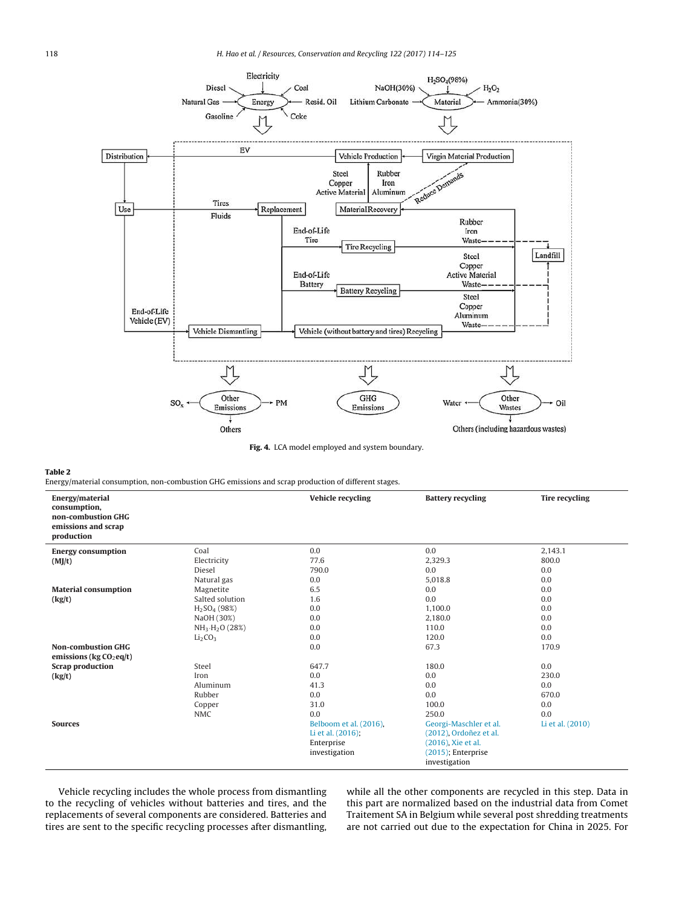Fig. 4. LCA model employed and system boundary.

**Table 2**
Energy/material consumption, non-combustion GHG emissions and scrap production of different stages.

| Energy/material consumption, non-combustion GHG emissions and scrap production | | Vehicle recycling | Battery recycling | Tire recycling |
|---|---|---|---|---|
| **Energy consumption (MJ/t)** | Coal | 0.0 | 0.0 | 2,143.1 |
| | Electricity | 77.6 | 2,329.3 | 800.0 |
| | Diesel | 790.0 | 0.0 | 0.0 |
| | Natural gas | 0.0 | 5,018.8 | 0.0 |
| **Material consumption (kg/t)** | Magnetite | 6.5 | 0.0 | 0.0 |
| | Salted solution | 1.6 | 0.0 | 0.0 |
| | $H_2SO_4$ (98%) | 0.0 | 1,100.0 | 0.0 |
| | NaOH (30%) | 0.0 | 2,180.0 | 0.0 |
| | $NH_3 \cdot H_2O$ (28%) | 0.0 | 110.0 | 0.0 |
| | $Li_2CO_3$ | 0.0 | 120.0 | 0.0 |
| **Non-combustion GHG emissions (kg $CO_2$eq/t)** | | 0.0 | 67.3 | 170.9 |
| **Scrap production (kg/t)** | Steel | 647.7 | 180.0 | 0.0 |
| | Iron | 0.0 | 0.0 | 230.0 |
| | Aluminum | 41.3 | 0.0 | 0.0 |
| | Rubber | 0.0 | 0.0 | 670.0 |
| | Copper | 31.0 | 100.0 | 0.0 |
| | NMC | 0.0 | 250.0 | 0.0 |
| **Sources** | | Belboom et al. (2016), Li et al. (2016); Enterprise investigation | Georgi-Maschler et al. (2012), Ordoñez et al. (2016), Xie et al. (2015); Enterprise investigation | Li et al. (2010) |

Vehicle recycling includes the whole process from dismantling to the recycling of vehicles without batteries and tires, and the replacements of several components are considered. Batteries and tires are sent to the specific recycling processes after dismantling, while all the other components are recycled in this step. Data in this part are normalized based on the industrial data from Comet Traitement SA in Belgium while several post shredding treatments are not carried out due to the expectation for China in 2025. For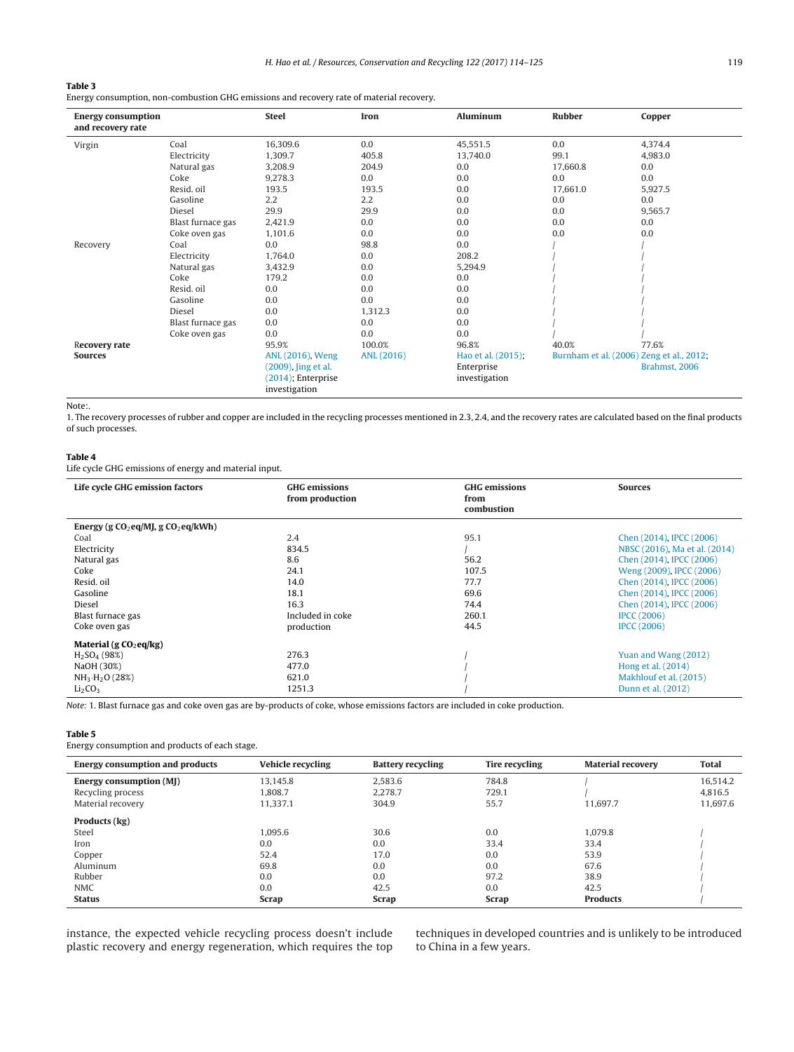**Table 3**
Energy consumption, non-combustion GHG emissions and recovery rate of material recovery.

| Energy consumption and recovery rate | | Steel | Iron | Aluminum | Rubber | Copper |
|---|---|---|---|---|---|---|
| Virgin | Coal | 16,309.6 | 0.0 | 45,551.5 | 0.0 | 4,374.4 |
| | Electricity | 1,309.7 | 405.8 | 13,740.0 | 99.1 | 4,983.0 |
| | Natural gas | 3,208.9 | 204.9 | 0.0 | 17,660.8 | 0.0 |
| | Coke | 9,278.3 | 0.0 | 0.0 | 0.0 | 0.0 |
| | Resid. oil | 193.5 | 193.5 | 0.0 | 17,661.0 | 5,927.5 |
| | Gasoline | 2.2 | 2.2 | 0.0 | 0.0 | 0.0 |
| | Diesel | 29.9 | 29.9 | 0.0 | 0.0 | 9,565.7 |
| | Blast furnace gas | 2,421.9 | 0.0 | 0.0 | 0.0 | 0.0 |
| | Coke oven gas | 1,101.6 | 0.0 | 0.0 | 0.0 | 0.0 |
| Recovery | Coal | 0.0 | 98.8 | 0.0 | / | / |
| | Electricity | 1,764.0 | 0.0 | 208.2 | / | / |
| | Natural gas | 3,432.9 | 0.0 | 5,294.9 | / | / |
| | Coke | 179.2 | 0.0 | 0.0 | / | / |
| | Resid. oil | 0.0 | 0.0 | 0.0 | / | / |
| | Gasoline | 0.0 | 0.0 | 0.0 | / | / |
| | Diesel | 0.0 | 1,312.3 | 0.0 | / | / |
| | Blast furnace gas | 0.0 | 0.0 | 0.0 | / | / |
| | Coke oven gas | 0.0 | 0.0 | 0.0 | / | / |
| **Recovery rate** | | 95.9% | 100.0% | 96.8% | 40.0% | 77.6% |
| **Sources** | | ANL (2016), Weng (2009), Jing et al. (2014); Enterprise investigation | ANL (2016) | Hao et al. (2015); Enterprise investigation | Burnham et al. (2006) | Zeng et al., 2012; Brahmst, 2006 |

Note:.
1. The recovery processes of rubber and copper are included in the recycling processes mentioned in 2.3, 2.4, and the recovery rates are calculated based on the final products of such processes.

**Table 4**
Life cycle GHG emissions of energy and material input.

| Life cycle GHG emission factors | GHG emissions from production | GHG emissions from combustion | Sources |
|---|---|---|---|
| **Energy (g $CO_2$eq/MJ, g $CO_2$eq/kWh)** | | | |
| Coal | 2.4 | 95.1 | Chen (2014), IPCC (2006) |
| Electricity | 834.5 | / | NBSC (2016), Ma et al. (2014) |
| Natural gas | 8.6 | 56.2 | Chen (2014), IPCC (2006) |
| Coke | 24.1 | 107.5 | Weng (2009), IPCC (2006) |
| Resid. oil | 14.0 | 77.7 | Chen (2014), IPCC (2006) |
| Gasoline | 18.1 | 69.6 | Chen (2014), IPCC (2006) |
| Diesel | 16.3 | 74.4 | Chen (2014), IPCC (2006) |
| Blast furnace gas | Included in coke production | 260.1 | IPCC (2006) |
| Coke oven gas | | 44.5 | IPCC (2006) |
| **Material (g $CO_2$eq/kg)** | | | |
| $H_2SO_4$ (98%) | 276.3 | / | Yuan and Wang (2012) |
| NaOH (30%) | 477.0 | / | Hong et al. (2014) |
| $NH_3 \cdot H_2O$ (28%) | 621.0 | / | Makhlouf et al. (2015) |
| $Li_2CO_3$ | 1251.3 | / | Dunn et al. (2012) |

*Note:* 1. Blast furnace gas and coke oven gas are by-products of coke, whose emissions factors are included in coke production.

**Table 5**
Energy consumption and products of each stage.

| Energy consumption and products | Vehicle recycling | Battery recycling | Tire recycling | Material recovery | Total |
|---|---|---|---|---|---|
| **Energy consumption (MJ)** | 13,145.8 | 2,583.6 | 784.8 | / | 16,514.2 |
| Recycling process | 1,808.7 | 2,278.7 | 729.1 | / | 4,816.5 |
| Material recovery | 11,337.1 | 304.9 | 55.7 | 11,697.7 | 11,697.6 |
| **Products (kg)** | | | | | |
| Steel | 1,095.6 | 30.6 | 0.0 | 1,079.8 | / |
| Iron | 0.0 | 0.0 | 33.4 | 33.4 | / |
| Copper | 52.4 | 17.0 | 0.0 | 53.9 | / |
| Aluminum | 69.8 | 0.0 | 0.0 | 67.6 | / |
| Rubber | 0.0 | 0.0 | 97.2 | 38.9 | / |
| NMC | 0.0 | 42.5 | 0.0 | 42.5 | / |
| **Status** | **Scrap** | **Scrap** | **Scrap** | **Products** | / |

instance, the expected vehicle recycling process doesn't include plastic recovery and energy regeneration, which requires the top techniques in developed countries and is unlikely to be introduced to China in a few years.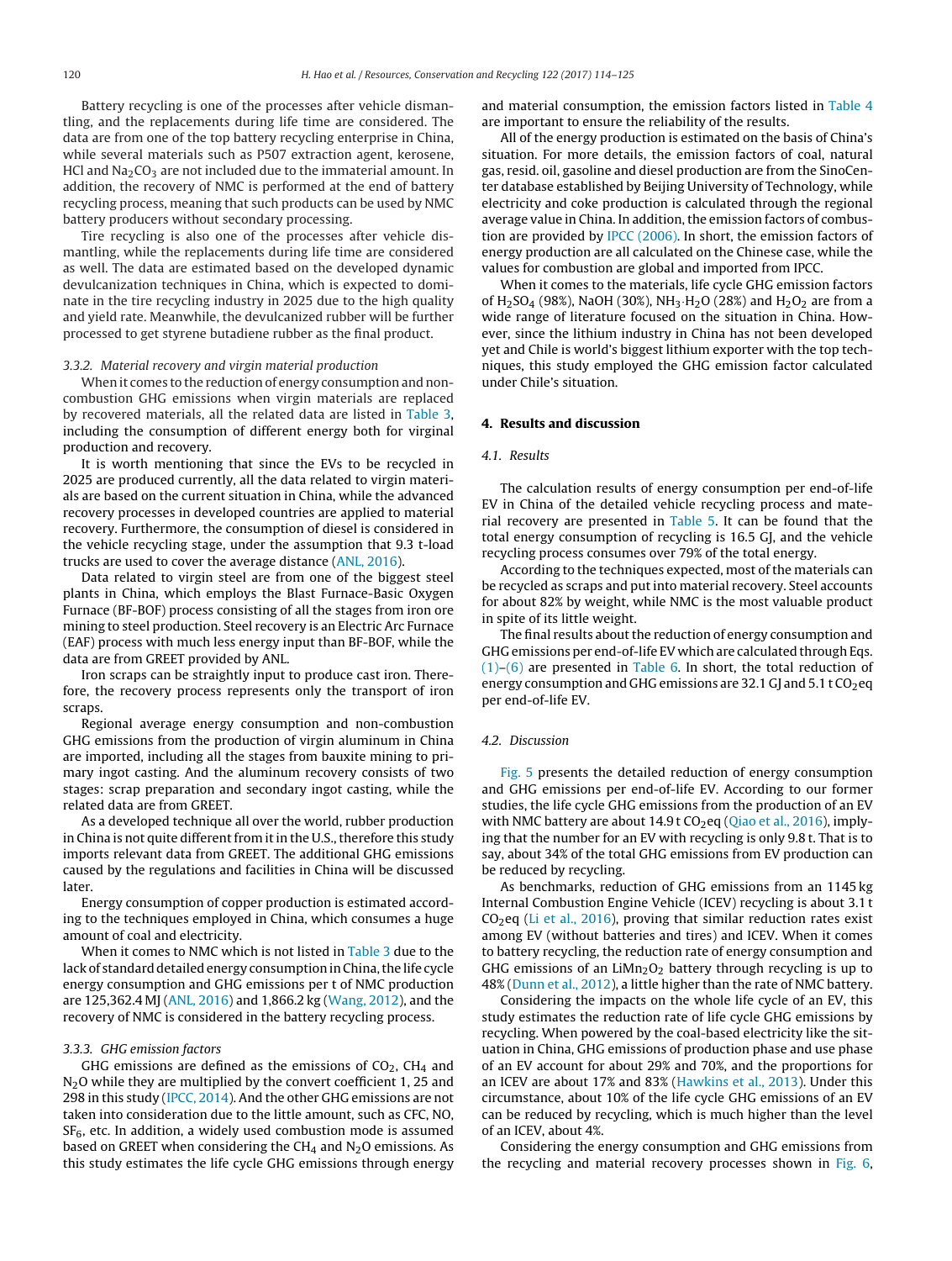Battery recycling is one of the processes after vehicle dismantling, and the replacements during life time are considered. The data are from one of the top battery recycling enterprise in China, while several materials such as P507 extraction agent, kerosene, HCl and $Na_2CO_3$ are not included due to the immaterial amount. In addition, the recovery of NMC is performed at the end of battery recycling process, meaning that such products can be used by NMC battery producers without secondary processing.

Tire recycling is also one of the processes after vehicle dismantling, while the replacements during life time are considered as well. The data are estimated based on the developed dynamic devulcanization techniques in China, which is expected to dominate in the tire recycling industry in 2025 due to the high quality and yield rate. Meanwhile, the devulcanized rubber will be further processed to get styrene butadiene rubber as the final product.

### 3.3.2. Material recovery and virgin material production

When it comes to the reduction of energy consumption and non-combustion GHG emissions when virgin materials are replaced by recovered materials, all the related data are listed in Table 3, including the consumption of different energy both for virginal production and recovery.

It is worth mentioning that since the EVs to be recycled in 2025 are produced currently, all the data related to virgin materials are based on the current situation in China, while the advanced recovery processes in developed countries are applied to material recovery. Furthermore, the consumption of diesel is considered in the vehicle recycling stage, under the assumption that 9.3 t-load trucks are used to cover the average distance (ANL, 2016).

Data related to virgin steel are from one of the biggest steel plants in China, which employs the Blast Furnace-Basic Oxygen Furnace (BF-BOF) process consisting of all the stages from iron ore mining to steel production. Steel recovery is an Electric Arc Furnace (EAF) process with much less energy input than BF-BOF, while the data are from GREET provided by ANL.

Iron scraps can be straightly input to produce cast iron. Therefore, the recovery process represents only the transport of iron scraps.

Regional average energy consumption and non-combustion GHG emissions from the production of virgin aluminum in China are imported, including all the stages from bauxite mining to primary ingot casting. And the aluminum recovery consists of two stages: scrap preparation and secondary ingot casting, while the related data are from GREET.

As a developed technique all over the world, rubber production in China is not quite different from it in the U.S., therefore this study imports relevant data from GREET. The additional GHG emissions caused by the regulations and facilities in China will be discussed later.

Energy consumption of copper production is estimated according to the techniques employed in China, which consumes a huge amount of coal and electricity.

When it comes to NMC which is not listed in Table 3 due to the lack of standard detailed energy consumption in China, the life cycle energy consumption and GHG emissions per t of NMC production are 125,362.4 MJ (ANL, 2016) and 1,866.2 kg (Wang, 2012), and the recovery of NMC is considered in the battery recycling process.

### 3.3.3. GHG emission factors

GHG emissions are defined as the emissions of $CO_2$, $CH_4$ and $N_2O$ while they are multiplied by the convert coefficient 1, 25 and 298 in this study (IPCC, 2014). And the other GHG emissions are not taken into consideration due to the little amount, such as CFC, NO, $SF_6$, etc. In addition, a widely used combustion mode is assumed based on GREET when considering the $CH_4$ and $N_2O$ emissions. As this study estimates the life cycle GHG emissions through energy and material consumption, the emission factors listed in Table 4 are important to ensure the reliability of the results.

All of the energy production is estimated on the basis of China's situation. For more details, the emission factors of coal, natural gas, resid. oil, gasoline and diesel production are from the SinoCenter database established by Beijing University of Technology, while electricity and coke production is calculated through the regional average value in China. In addition, the emission factors of combustion are provided by IPCC (2006). In short, the emission factors of energy production are all calculated on the Chinese case, while the values for combustion are global and imported from IPCC.

When it comes to the materials, life cycle GHG emission factors of $H_2SO_4$ (98%), NaOH (30%), $NH_3{\cdot}H_2O$ (28%) and $H_2O_2$ are from a wide range of literature focused on the situation in China. However, since the lithium industry in China has not been developed yet and Chile is world's biggest lithium exporter with the top techniques, this study employed the GHG emission factor calculated under Chile's situation.

## 4. Results and discussion

### 4.1. Results

The calculation results of energy consumption per end-of-life EV in China of the detailed vehicle recycling process and material recovery are presented in Table 5. It can be found that the total energy consumption of recycling is 16.5 GJ, and the vehicle recycling process consumes over 79% of the total energy.

According to the techniques expected, most of the materials can be recycled as scraps and put into material recovery. Steel accounts for about 82% by weight, while NMC is the most valuable product in spite of its little weight.

The final results about the reduction of energy consumption and GHG emissions per end-of-life EV which are calculated through Eqs. (1)–(6) are presented in Table 6. In short, the total reduction of energy consumption and GHG emissions are 32.1 GJ and 5.1 t $CO_2$eq per end-of-life EV.

### 4.2. Discussion

Fig. 5 presents the detailed reduction of energy consumption and GHG emissions per end-of-life EV. According to our former studies, the life cycle GHG emissions from the production of an EV with NMC battery are about 14.9 t $CO_2$eq (Qiao et al., 2016), implying that the number for an EV with recycling is only 9.8 t. That is to say, about 34% of the total GHG emissions from EV production can be reduced by recycling.

As benchmarks, reduction of GHG emissions from an 1145 kg Internal Combustion Engine Vehicle (ICEV) recycling is about 3.1 t $CO_2$eq (Li et al., 2016), proving that similar reduction rates exist among EV (without batteries and tires) and ICEV. When it comes to battery recycling, the reduction rate of energy consumption and GHG emissions of an $LiMn_2O_2$ battery through recycling is up to 48% (Dunn et al., 2012), a little higher than the rate of NMC battery.

Considering the impacts on the whole life cycle of an EV, this study estimates the reduction rate of life cycle GHG emissions by recycling. When powered by the coal-based electricity like the situation in China, GHG emissions of production phase and use phase of an EV account for about 29% and 70%, and the proportions for an ICEV are about 17% and 83% (Hawkins et al., 2013). Under this circumstance, about 10% of the life cycle GHG emissions of an EV can be reduced by recycling, which is much higher than the level of an ICEV, about 4%.

Considering the energy consumption and GHG emissions from the recycling and material recovery processes shown in Fig. 6,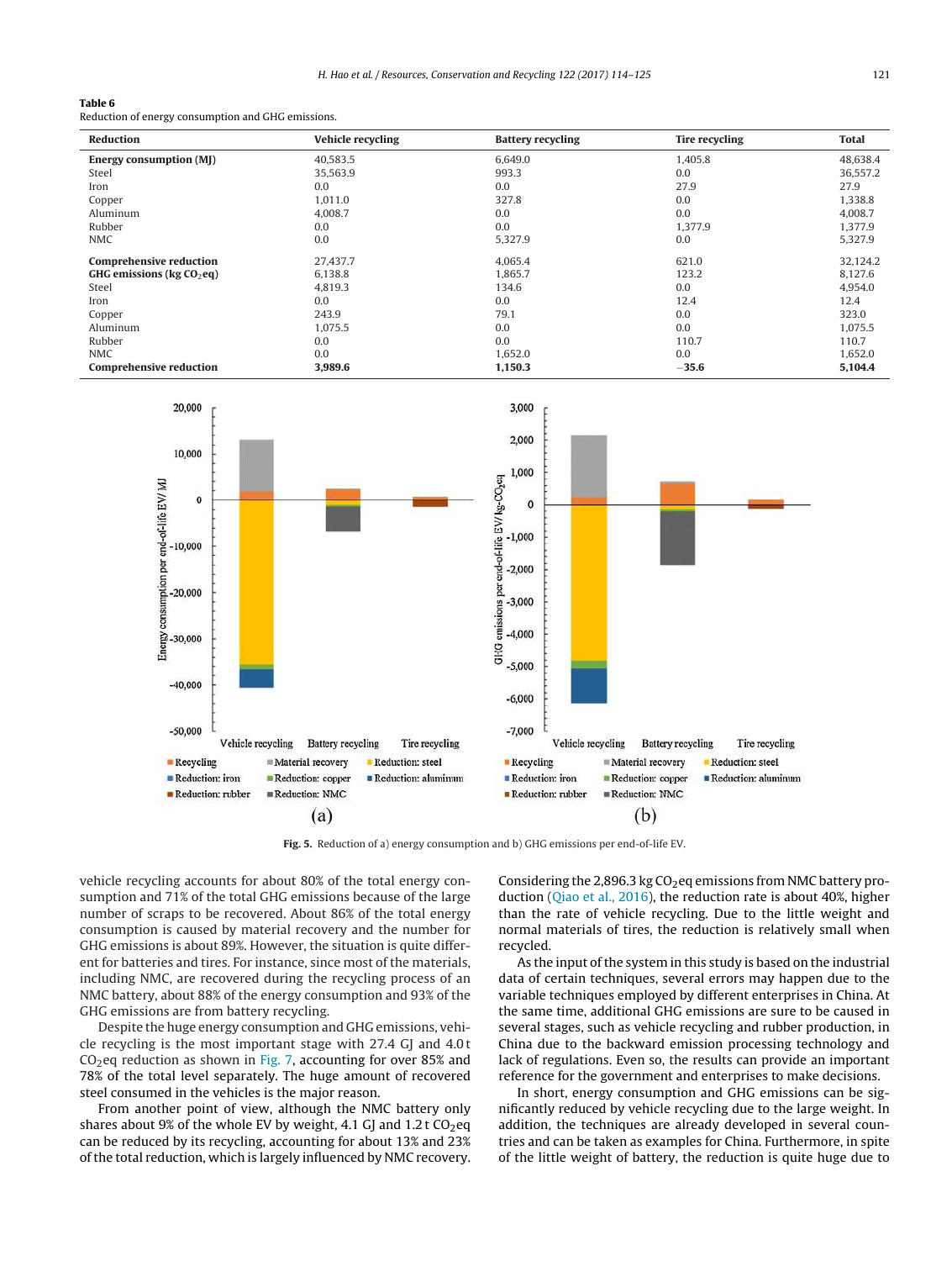**Table 6**
Reduction of energy consumption and GHG emissions.

| Reduction | Vehicle recycling | Battery recycling | Tire recycling | Total |
|---|---|---|---|---|
| **Energy consumption (MJ)** | 40,583.5 | 6,649.0 | 1,405.8 | 48,638.4 |
| Steel | 35,563.9 | 993.3 | 0.0 | 36,557.2 |
| Iron | 0.0 | 0.0 | 27.9 | 27.9 |
| Copper | 1,011.0 | 327.8 | 0.0 | 1,338.8 |
| Aluminum | 4,008.7 | 0.0 | 0.0 | 4,008.7 |
| Rubber | 0.0 | 0.0 | 1,377.9 | 1,377.9 |
| NMC | 0.0 | 5,327.9 | 0.0 | 5,327.9 |
| **Comprehensive reduction** | 27,437.7 | 4,065.4 | 621.0 | 32,124.2 |
| **GHG emissions (kg $CO_2$eq)** | 6,138.8 | 1,865.7 | 123.2 | 8,127.6 |
| Steel | 4,819.3 | 134.6 | 0.0 | 4,954.0 |
| Iron | 0.0 | 0.0 | 12.4 | 12.4 |
| Copper | 243.9 | 79.1 | 0.0 | 323.0 |
| Aluminum | 1,075.5 | 0.0 | 0.0 | 1,075.5 |
| Rubber | 0.0 | 0.0 | 110.7 | 110.7 |
| NMC | 0.0 | 1,652.0 | 0.0 | 1,652.0 |
| **Comprehensive reduction** | **3,989.6** | **1,150.3** | **−35.6** | **5,104.4** |

**Fig. 5.** Reduction of a) energy consumption and b) GHG emissions per end-of-life EV.

vehicle recycling accounts for about 80% of the total energy consumption and 71% of the total GHG emissions because of the large number of scraps to be recovered. About 86% of the total energy consumption is caused by material recovery and the number for GHG emissions is about 89%. However, the situation is quite different for batteries and tires. For instance, since most of the materials, including NMC, are recovered during the recycling process of an NMC battery, about 88% of the energy consumption and 93% of the GHG emissions are from battery recycling.

Despite the huge energy consumption and GHG emissions, vehicle recycling is the most important stage with 27.4 GJ and 4.0 t $CO_2$eq reduction as shown in Fig. 7, accounting for over 85% and 78% of the total level separately. The huge amount of recovered steel consumed in the vehicles is the major reason.

From another point of view, although the NMC battery only shares about 9% of the whole EV by weight, 4.1 GJ and 1.2 t $CO_2$eq can be reduced by its recycling, accounting for about 13% and 23% of the total reduction, which is largely influenced by NMC recovery. Considering the 2,896.3 kg $CO_2$eq emissions from NMC battery production (Qiao et al., 2016), the reduction rate is about 40%, higher than the rate of vehicle recycling. Due to the little weight and normal materials of tires, the reduction is relatively small when recycled.

As the input of the system in this study is based on the industrial data of certain techniques, several errors may happen due to the variable techniques employed by different enterprises in China. At the same time, additional GHG emissions are sure to be caused in several stages, such as vehicle recycling and rubber production, in China due to the backward emission processing technology and lack of regulations. Even so, the results can provide an important reference for the government and enterprises to make decisions.

In short, energy consumption and GHG emissions can be significantly reduced by vehicle recycling due to the large weight. In addition, the techniques are already developed in several countries and can be taken as examples for China. Furthermore, in spite of the little weight of battery, the reduction is quite huge due to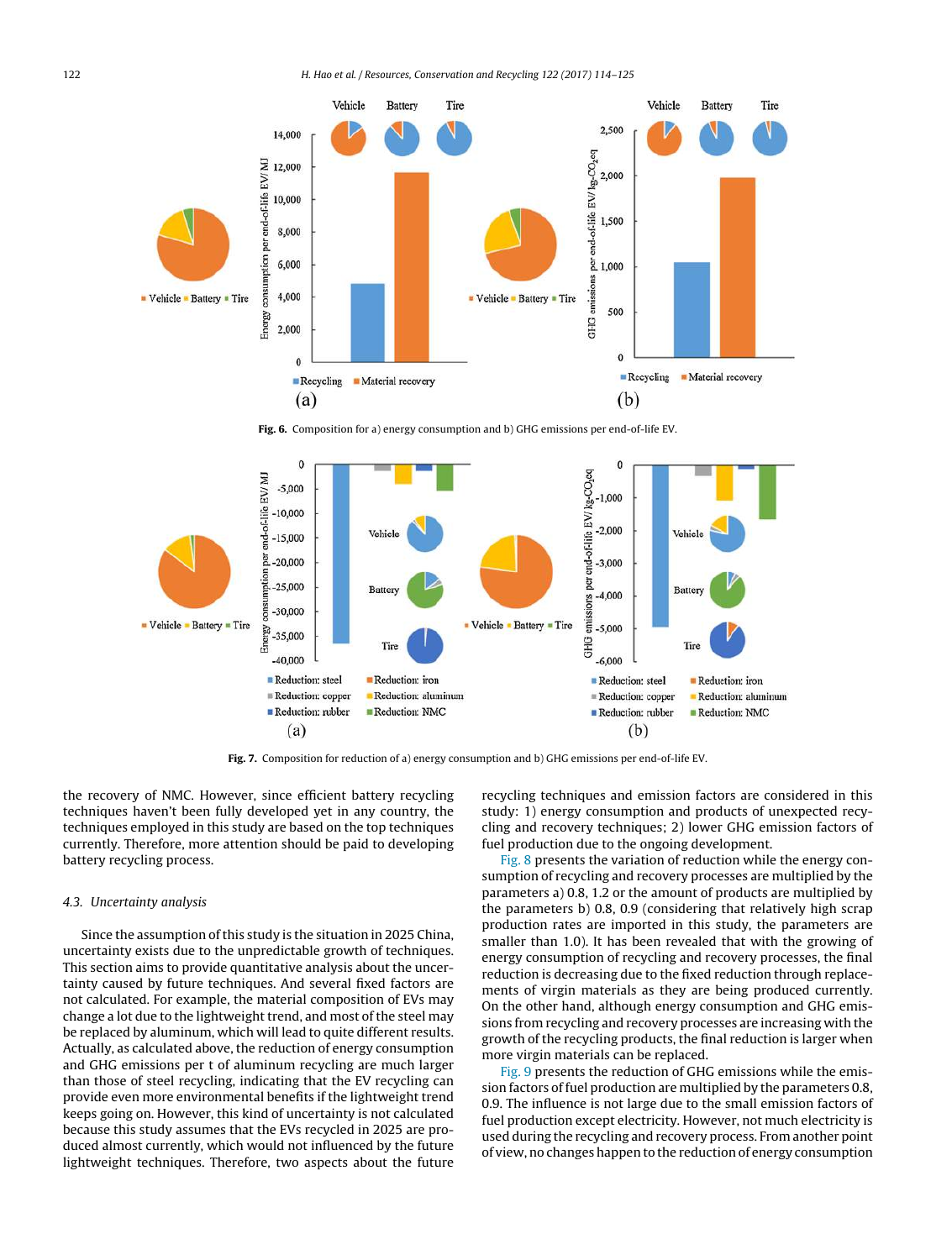Fig. 6. Composition for a) energy consumption and b) GHG emissions per end-of-life EV.

Fig. 7. Composition for reduction of a) energy consumption and b) GHG emissions per end-of-life EV.

the recovery of NMC. However, since efficient battery recycling techniques haven't been fully developed yet in any country, the techniques employed in this study are based on the top techniques currently. Therefore, more attention should be paid to developing battery recycling process.

### 4.3. Uncertainty analysis

Since the assumption of this study is the situation in 2025 China, uncertainty exists due to the unpredictable growth of techniques. This section aims to provide quantitative analysis about the uncertainty caused by future techniques. And several fixed factors are not calculated. For example, the material composition of EVs may change a lot due to the lightweight trend, and most of the steel may be replaced by aluminum, which will lead to quite different results. Actually, as calculated above, the reduction of energy consumption and GHG emissions per t of aluminum recycling are much larger than those of steel recycling, indicating that the EV recycling can provide even more environmental benefits if the lightweight trend keeps going on. However, this kind of uncertainty is not calculated because this study assumes that the EVs recycled in 2025 are produced almost currently, which would not influenced by the future lightweight techniques. Therefore, two aspects about the future recycling techniques and emission factors are considered in this study: 1) energy consumption and products of unexpected recycling and recovery techniques; 2) lower GHG emission factors of fuel production due to the ongoing development.

Fig. 8 presents the variation of reduction while the energy consumption of recycling and recovery processes are multiplied by the parameters a) 0.8, 1.2 or the amount of products are multiplied by the parameters b) 0.8, 0.9 (considering that relatively high scrap production rates are imported in this study, the parameters are smaller than 1.0). It has been revealed that with the growing of energy consumption of recycling and recovery processes, the final reduction is decreasing due to the fixed reduction through replacements of virgin materials as they are being produced currently. On the other hand, although energy consumption and GHG emissions from recycling and recovery processes are increasing with the growth of the recycling products, the final reduction is larger when more virgin materials can be replaced.

Fig. 9 presents the reduction of GHG emissions while the emission factors of fuel production are multiplied by the parameters 0.8, 0.9. The influence is not large due to the small emission factors of fuel production except electricity. However, not much electricity is used during the recycling and recovery process. From another point of view, no changes happen to the reduction of energy consumption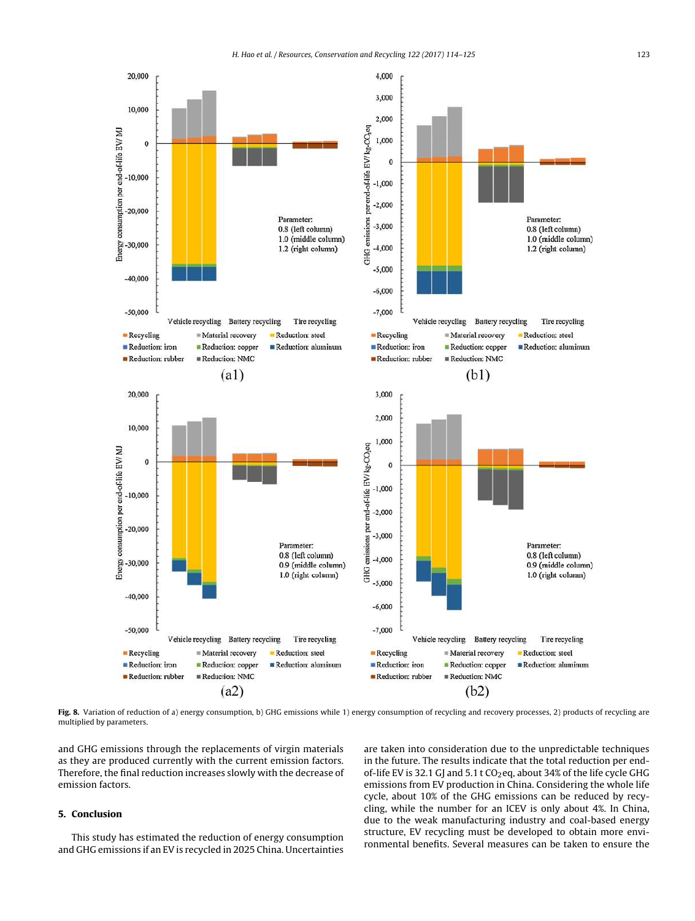Fig. 8. Variation of reduction of a) energy consumption, b) GHG emissions while 1) energy consumption of recycling and recovery processes, 2) products of recycling are multiplied by parameters.

and GHG emissions through the replacements of virgin materials as they are produced currently with the current emission factors. Therefore, the final reduction increases slowly with the decrease of emission factors.

## 5. Conclusion

This study has estimated the reduction of energy consumption and GHG emissions if an EV is recycled in 2025 China. Uncertainties are taken into consideration due to the unpredictable techniques in the future. The results indicate that the total reduction per end-of-life EV is 32.1 GJ and 5.1 t $CO_2$eq, about 34% of the life cycle GHG emissions from EV production in China. Considering the whole life cycle, about 10% of the GHG emissions can be reduced by recycling, while the number for an ICEV is only about 4%. In China, due to the weak manufacturing industry and coal-based energy structure, EV recycling must be developed to obtain more environmental benefits. Several measures can be taken to ensure the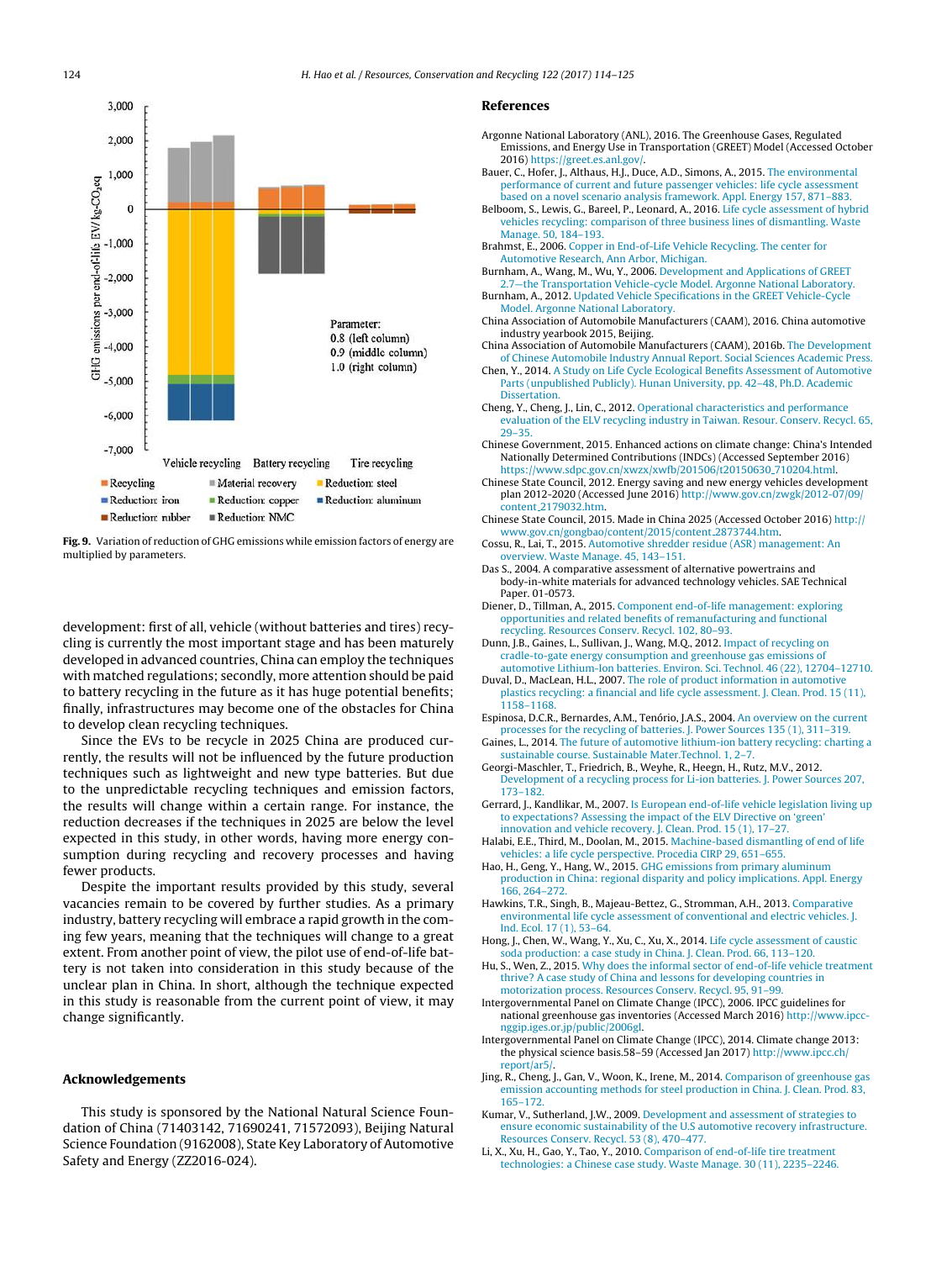Fig. 9. Variation of reduction of GHG emissions while emission factors of energy are multiplied by parameters.

development: first of all, vehicle (without batteries and tires) recycling is currently the most important stage and has been maturely developed in advanced countries, China can employ the techniques with matched regulations; secondly, more attention should be paid to battery recycling in the future as it has huge potential benefits; finally, infrastructures may become one of the obstacles for China to develop clean recycling techniques.

Since the EVs to be recycle in 2025 China are produced currently, the results will not be influenced by the future production techniques such as lightweight and new type batteries. But due to the unpredictable recycling techniques and emission factors, the results will change within a certain range. For instance, the reduction decreases if the techniques in 2025 are below the level expected in this study, in other words, having more energy consumption during recycling and recovery processes and having fewer products.

Despite the important results provided by this study, several vacancies remain to be covered by further studies. As a primary industry, battery recycling will embrace a rapid growth in the coming few years, meaning that the techniques will change to a great extent. From another point of view, the pilot use of end-of-life battery is not taken into consideration in this study because of the unclear plan in China. In short, although the technique expected in this study is reasonable from the current point of view, it may change significantly.

## Acknowledgements

This study is sponsored by the National Natural Science Foundation of China (71403142, 71690241, 71572093), Beijing Natural Science Foundation (9162008), State Key Laboratory of Automotive Safety and Energy (ZZ2016-024).

## References

Argonne National Laboratory (ANL), 2016. The Greenhouse Gases, Regulated Emissions, and Energy Use in Transportation (GREET) Model (Accessed October 2016) https://greet.es.anl.gov/.

Bauer, C., Hofer, J., Althaus, H.J., Duce, A.D., Simons, A., 2015. The environmental performance of current and future passenger vehicles: life cycle assessment based on a novel scenario analysis framework. Appl. Energy 157, 871–883.

Belboom, S., Lewis, G., Bareel, P., Leonard, A., 2016. Life cycle assessment of hybrid vehicles recycling: comparison of three business lines of dismantling. Waste Manage. 50, 184–193.

Brahmst, E., 2006. Copper in End-of-Life Vehicle Recycling. The center for Automotive Research, Ann Arbor, Michigan.

Burnham, A., Wang, M., Wu, Y., 2006. Development and Applications of GREET 2.7—the Transportation Vehicle-cycle Model. Argonne National Laboratory.

Burnham, A., 2012. Updated Vehicle Specifications in the GREET Vehicle-Cycle Model. Argonne National Laboratory.

China Association of Automobile Manufacturers (CAAM), 2016. China automotive industry yearbook 2015, Beijing.

China Association of Automobile Manufacturers (CAAM), 2016b. The Development of Chinese Automobile Industry Annual Report. Social Sciences Academic Press.

Chen, Y., 2014. A Study on Life Cycle Ecological Benefits Assessment of Automotive Parts (unpublished Publicly). Hunan University, pp. 42–48, Ph.D. Academic Dissertation.

Cheng, Y., Cheng, J., Lin, C., 2012. Operational characteristics and performance evaluation of the ELV recycling industry in Taiwan. Resour. Conserv. Recycl. 65, 29–35.

Chinese Government, 2015. Enhanced actions on climate change: China's Intended Nationally Determined Contributions (INDCs) (Accessed September 2016) https://www.sdpc.gov.cn/xwzx/xwfb/201506/t20150630_710204.html.

Chinese State Council, 2012. Energy saving and new energy vehicles development plan 2012-2020 (Accessed June 2016) http://www.gov.cn/zwgk/2012-07/09/content_2179032.htm.

Chinese State Council, 2015. Made in China 2025 (Accessed October 2016) http://www.gov.cn/gongbao/content/2015/content_2873744.htm.

Cossu, R., Lai, T., 2015. Automotive shredder residue (ASR) management: An overview. Waste Manage. 45, 143–151.

Das S., 2004. A comparative assessment of alternative powertrains and body-in-white materials for advanced technology vehicles. SAE Technical Paper. 01-0573.

Diener, D., Tillman, A., 2015. Component end-of-life management: exploring opportunities and related benefits of remanufacturing and functional recycling. Resources Conserv. Recycl. 102, 80–93.

Dunn, J.B., Gaines, L., Sullivan, J., Wang, M.Q., 2012. Impact of recycling on cradle-to-gate energy consumption and greenhouse gas emissions of automotive Lithium-Ion batteries. Environ. Sci. Technol. 46 (22), 12704–12710.

Duval, D., MacLean, H.L., 2007. The role of product information in automotive plastics recycling: a financial and life cycle assessment. J. Clean. Prod. 15 (11), 1158–1168.

Espinosa, D.C.R., Bernardes, A.M., Tenório, J.A.S., 2004. An overview on the current processes for the recycling of batteries. J. Power Sources 135 (1), 311–319.

Gaines, L., 2014. The future of automotive lithium-ion battery recycling: charting a sustainable course. Sustainable Mater.Technol. 1, 2–7.

Georgi-Maschler, T., Friedrich, B., Weyhe, R., Heegn, H., Rutz, M.V., 2012. Development of a recycling process for Li-ion batteries. J. Power Sources 207, 173–182.

Gerrard, J., Kandlikar, M., 2007. Is European end-of-life vehicle legislation living up to expectations? Assessing the impact of the ELV Directive on 'green' innovation and vehicle recovery. J. Clean. Prod. 15 (1), 17–27.

Halabi, E.E., Third, M., Doolan, M., 2015. Machine-based dismantling of end of life vehicles: a life cycle perspective. Procedia CIRP 29, 651–655.

Hao, H., Geng, Y., Hang, W., 2015. GHG emissions from primary aluminum production in China: regional disparity and policy implications. Appl. Energy 166, 264–272.

Hawkins, T.R., Singh, B., Majeau-Bettez, G., Stromman, A.H., 2013. Comparative environmental life cycle assessment of conventional and electric vehicles. J. Ind. Ecol. 17 (1), 53–64.

Hong, J., Chen, W., Wang, Y., Xu, C., Xu, X., 2014. Life cycle assessment of caustic soda production: a case study in China. J. Clean. Prod. 66, 113–120.

Hu, S., Wen, Z., 2015. Why does the informal sector of end-of-life vehicle treatment thrive? A case study of China and lessons for developing countries in motorization process. Resources Conserv. Recycl. 95, 91–99.

Intergovernmental Panel on Climate Change (IPCC), 2006. IPCC guidelines for national greenhouse gas inventories (Accessed March 2016) http://www.ipcc-nggip.iges.or.jp/public/2006gl.

Intergovernmental Panel on Climate Change (IPCC), 2014. Climate change 2013: the physical science basis.58–59 (Accessed Jan 2017) http://www.ipcc.ch/report/ar5/.

Jing, R., Cheng, J., Gan, V., Woon, K., Irene, M., 2014. Comparison of greenhouse gas emission accounting methods for steel production in China. J. Clean. Prod. 83, 165–172.

Kumar, V., Sutherland, J.W., 2009. Development and assessment of strategies to ensure economic sustainability of the U.S automotive recovery infrastructure. Resources Conserv. Recycl. 53 (8), 470–477.

Li, X., Xu, H., Gao, Y., Tao, Y., 2010. Comparison of end-of-life tire treatment technologies: a Chinese case study. Waste Manage. 30 (11), 2235–2246.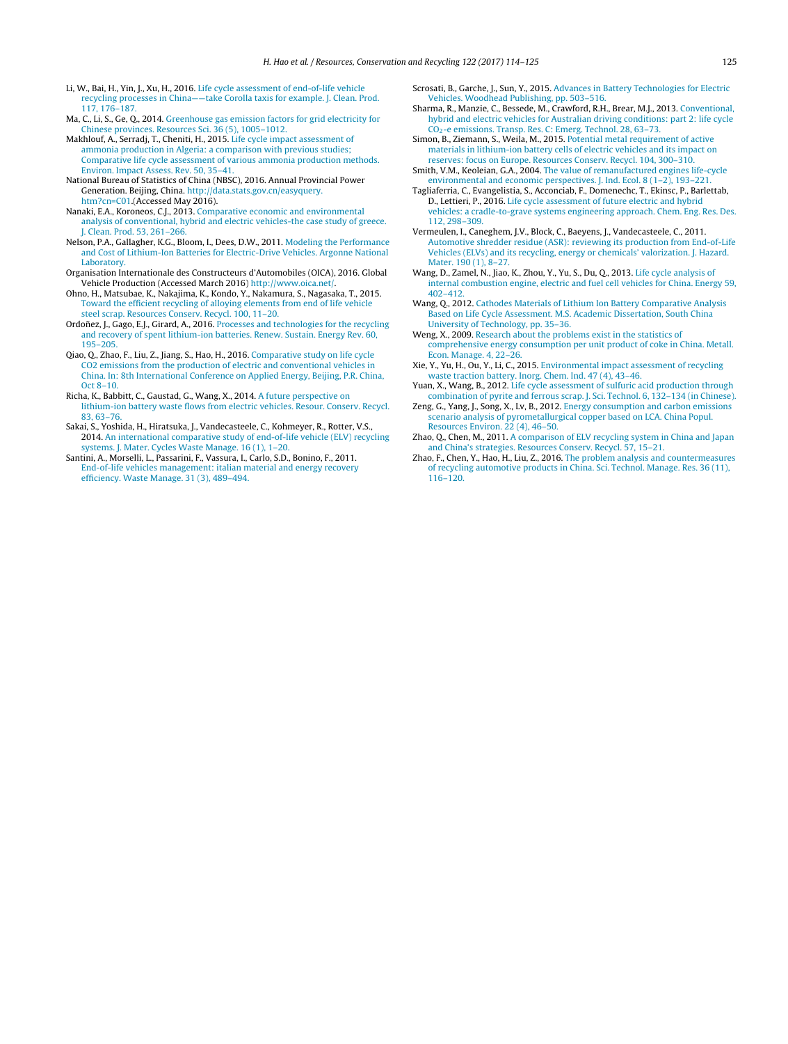Li, W., Bai, H., Yin, J., Xu, H., 2016. Life cycle assessment of end-of-life vehicle recycling processes in China——take Corolla taxis for example. J. Clean. Prod. 117, 176–187.

Ma, C., Li, S., Ge, Q., 2014. Greenhouse gas emission factors for grid electricity for Chinese provinces. Resources Sci. 36 (5), 1005–1012.

Makhlouf, A., Serradj, T., Cheniti, H., 2015. Life cycle impact assessment of ammonia production in Algeria: a comparison with previous studies; Comparative life cycle assessment of various ammonia production methods. Environ. Impact Assess. Rev. 50, 35–41.

National Bureau of Statistics of China (NBSC), 2016. Annual Provincial Power Generation. Beijing, China. http://data.stats.gov.cn/easyquery.htm?cn=C01.(Accessed May 2016).

Nanaki, E.A., Koroneos, C.J., 2013. Comparative economic and environmental analysis of conventional, hybrid and electric vehicles-the case study of greece. J. Clean. Prod. 53, 261–266.

Nelson, P.A., Gallagher, K.G., Bloom, I., Dees, D.W., 2011. Modeling the Performance and Cost of Lithium-Ion Batteries for Electric-Drive Vehicles. Argonne National Laboratory.

Organisation Internationale des Constructeurs d'Automobiles (OICA), 2016. Global Vehicle Production (Accessed March 2016) http://www.oica.net/.

Ohno, H., Matsubae, K., Nakajima, K., Kondo, Y., Nakamura, S., Nagasaka, T., 2015. Toward the efficient recycling of alloying elements from end of life vehicle steel scrap. Resources Conserv. Recycl. 100, 11–20.

Ordoñez, J., Gago, E.J., Girard, A., 2016. Processes and technologies for the recycling and recovery of spent lithium-ion batteries. Renew. Sustain. Energy Rev. 60, 195–205.

Qiao, Q., Zhao, F., Liu, Z., Jiang, S., Hao, H., 2016. Comparative study on life cycle CO2 emissions from the production of electric and conventional vehicles in China. In: 8th International Conference on Applied Energy, Beijing, P.R. China, Oct 8–10.

Richa, K., Babbitt, C., Gaustad, G., Wang, X., 2014. A future perspective on lithium-ion battery waste flows from electric vehicles. Resour. Conserv. Recycl. 83, 63–76.

Sakai, S., Yoshida, H., Hiratsuka, J., Vandecasteele, C., Kohmeyer, R., Rotter, V.S., 2014. An international comparative study of end-of-life vehicle (ELV) recycling systems. J. Mater. Cycles Waste Manage. 16 (1), 1–20.

Santini, A., Morselli, L., Passarini, F., Vassura, I., Carlo, S.D., Bonino, F., 2011. End-of-life vehicles management: italian material and energy recovery efficiency. Waste Manage. 31 (3), 489–494.

Scrosati, B., Garche, J., Sun, Y., 2015. Advances in Battery Technologies for Electric Vehicles. Woodhead Publishing, pp. 503–516.

Sharma, R., Manzie, C., Bessede, M., Crawford, R.H., Brear, M.J., 2013. Conventional, hybrid and electric vehicles for Australian driving conditions: part 2: life cycle $CO_2$-e emissions. Transp. Res. C: Emerg. Technol. 28, 63–73.

Simon, B., Ziemann, S., Weila, M., 2015. Potential metal requirement of active materials in lithium-ion battery cells of electric vehicles and its impact on reserves: focus on Europe. Resources Conserv. Recycl. 104, 300–310.

Smith, V.M., Keoleian, G.A., 2004. The value of remanufactured engines life-cycle environmental and economic perspectives. J. Ind. Ecol. 8 (1–2), 193–221.

Tagliaferria, C., Evangelistia, S., Acconciab, F., Domenechc, T., Ekinsc, P., Barlettab, D., Lettieri, P., 2016. Life cycle assessment of future electric and hybrid vehicles: a cradle-to-grave systems engineering approach. Chem. Eng. Res. Des. 112, 298–309.

Vermeulen, I., Caneghem, J.V., Block, C., Baeyens, J., Vandecasteele, C., 2011. Automotive shredder residue (ASR): reviewing its production from End-of-Life Vehicles (ELVs) and its recycling, energy or chemicals' valorization. J. Hazard. Mater. 190 (1), 8–27.

Wang, D., Zamel, N., Jiao, K., Zhou, Y., Yu, S., Du, Q., 2013. Life cycle analysis of internal combustion engine, electric and fuel cell vehicles for China. Energy 59, 402–412.

Wang, Q., 2012. Cathodes Materials of Lithium Ion Battery Comparative Analysis Based on Life Cycle Assessment. M.S. Academic Dissertation, South China University of Technology, pp. 35–36.

Weng, X., 2009. Research about the problems exist in the statistics of comprehensive energy consumption per unit product of coke in China. Metall. Econ. Manage. 4, 22–26.

Xie, Y., Yu, H., Ou, Y., Li, C., 2015. Environmental impact assessment of recycling waste traction battery. Inorg. Chem. Ind. 47 (4), 43–46.

Yuan, X., Wang, B., 2012. Life cycle assessment of sulfuric acid production through combination of pyrite and ferrous scrap. J. Sci. Technol. 6, 132–134 (in Chinese).

Zeng, G., Yang, J., Song, X., Lv, B., 2012. Energy consumption and carbon emissions scenario analysis of pyrometallurgical copper based on LCA. China Popul. Resources Environ. 22 (4), 46–50.

Zhao, Q., Chen, M., 2011. A comparison of ELV recycling system in China and Japan and China's strategies. Resources Conserv. Recycl. 57, 15–21.

Zhao, F., Chen, Y., Hao, H., Liu, Z., 2016. The problem analysis and countermeasures of recycling automotive products in China. Sci. Technol. Manage. Res. 36 (11), 116–120.